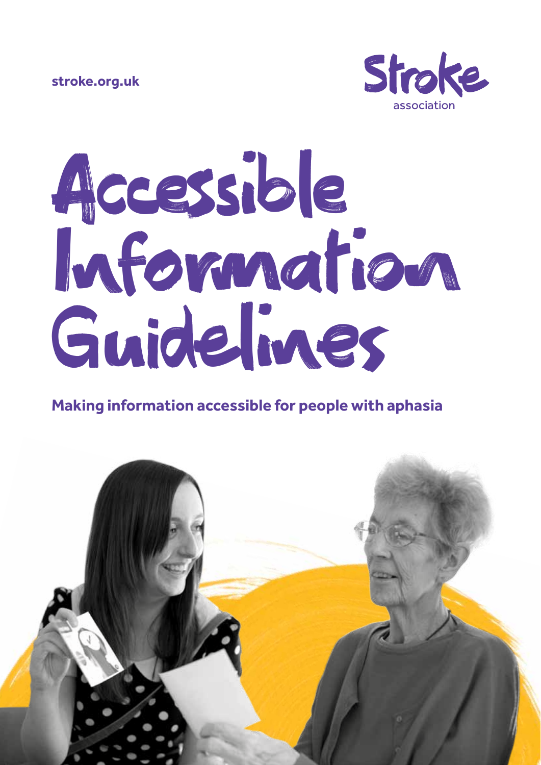stroke.org.uk

Stroke association

# Accessible Information Guidelines

**Making information accessible for people with aphasia**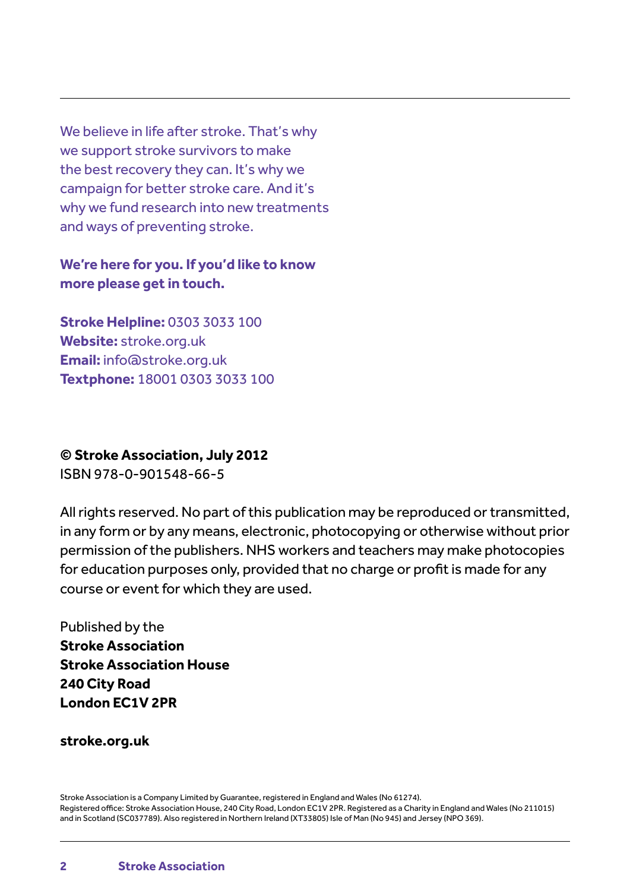We believe in life after stroke. That's why we support stroke survivors to make the best recovery they can. It's why we campaign for better stroke care. And it's why we fund research into new treatments and ways of preventing stroke.

**We're here for you. If you'd like to know more please get in touch.**

**Stroke Helpline:** 0303 3033 100
**Website:** stroke.org.uk
**Email:** info@stroke.org.uk
**Textphone:** 18001 0303 3033 100

**© Stroke Association, July 2012**
ISBN 978-0-901548-66-5

All rights reserved. No part of this publication may be reproduced or transmitted, in any form or by any means, electronic, photocopying or otherwise without prior permission of the publishers. NHS workers and teachers may make photocopies for education purposes only, provided that no charge or profit is made for any course or event for which they are used.

Published by the
**Stroke Association**
**Stroke Association House**
**240 City Road**
**London EC1V 2PR**

**stroke.org.uk**

Stroke Association is a Company Limited by Guarantee, registered in England and Wales (No 61274).
Registered office: Stroke Association House, 240 City Road, London EC1V 2PR. Registered as a Charity in England and Wales (No 211015) and in Scotland (SC037789). Also registered in Northern Ireland (XT33805) Isle of Man (No 945) and Jersey (NPO 369).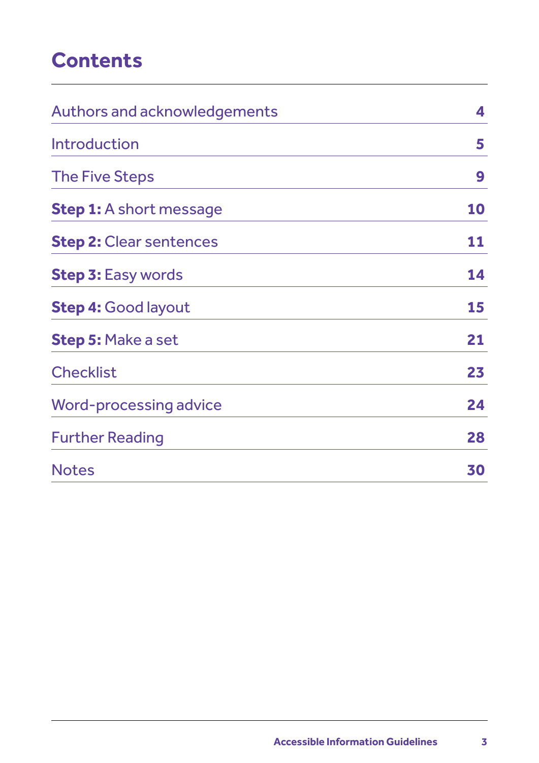# Contents

| | |
|---|---|
| Authors and acknowledgements | 4 |
| Introduction | 5 |
| The Five Steps | 9 |
| **Step 1:** A short message | 10 |
| **Step 2:** Clear sentences | 11 |
| **Step 3:** Easy words | 14 |
| **Step 4:** Good layout | 15 |
| **Step 5:** Make a set | 21 |
| Checklist | 23 |
| Word-processing advice | 24 |
| Further Reading | 28 |
| Notes | 30 |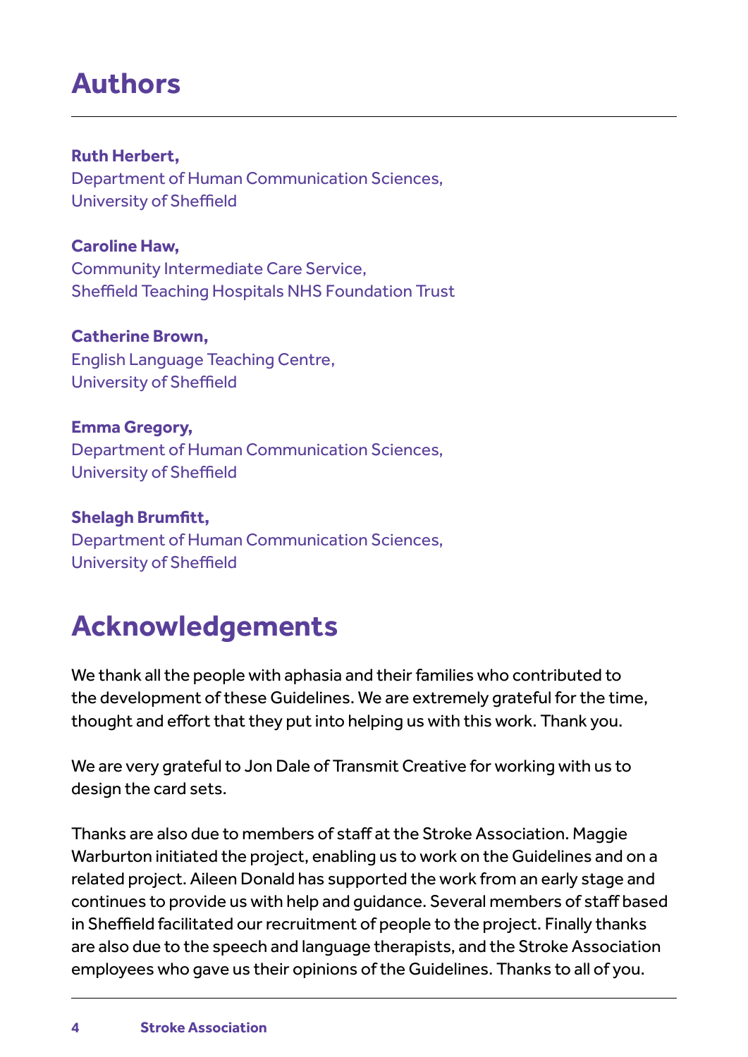# Authors

**Ruth Herbert,**
Department of Human Communication Sciences,
University of Sheffield

**Caroline Haw,**
Community Intermediate Care Service,
Sheffield Teaching Hospitals NHS Foundation Trust

**Catherine Brown,**
English Language Teaching Centre,
University of Sheffield

**Emma Gregory,**
Department of Human Communication Sciences,
University of Sheffield

**Shelagh Brumfitt,**
Department of Human Communication Sciences,
University of Sheffield

# Acknowledgements

We thank all the people with aphasia and their families who contributed to the development of these Guidelines. We are extremely grateful for the time, thought and effort that they put into helping us with this work. Thank you.

We are very grateful to Jon Dale of Transmit Creative for working with us to design the card sets.

Thanks are also due to members of staff at the Stroke Association. Maggie Warburton initiated the project, enabling us to work on the Guidelines and on a related project. Aileen Donald has supported the work from an early stage and continues to provide us with help and guidance. Several members of staff based in Sheffield facilitated our recruitment of people to the project. Finally thanks are also due to the speech and language therapists, and the Stroke Association employees who gave us their opinions of the Guidelines. Thanks to all of you.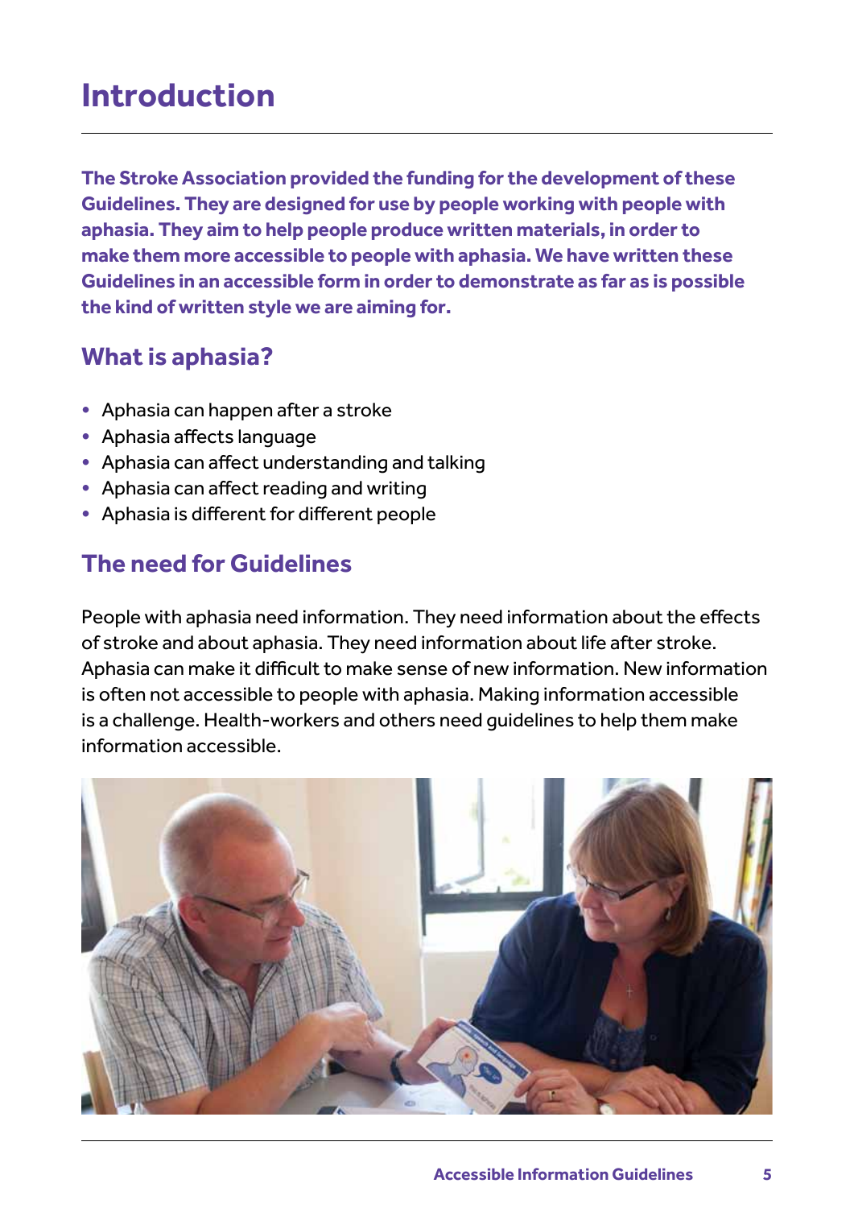# Introduction

**The Stroke Association provided the funding for the development of these Guidelines. They are designed for use by people working with people with aphasia. They aim to help people produce written materials, in order to make them more accessible to people with aphasia. We have written these Guidelines in an accessible form in order to demonstrate as far as is possible the kind of written style we are aiming for.**

## What is aphasia?

- Aphasia can happen after a stroke
- Aphasia affects language
- Aphasia can affect understanding and talking
- Aphasia can affect reading and writing
- Aphasia is different for different people

## The need for Guidelines

People with aphasia need information. They need information about the effects of stroke and about aphasia. They need information about life after stroke. Aphasia can make it difficult to make sense of new information. New information is often not accessible to people with aphasia. Making information accessible is a challenge. Health-workers and others need guidelines to help them make information accessible.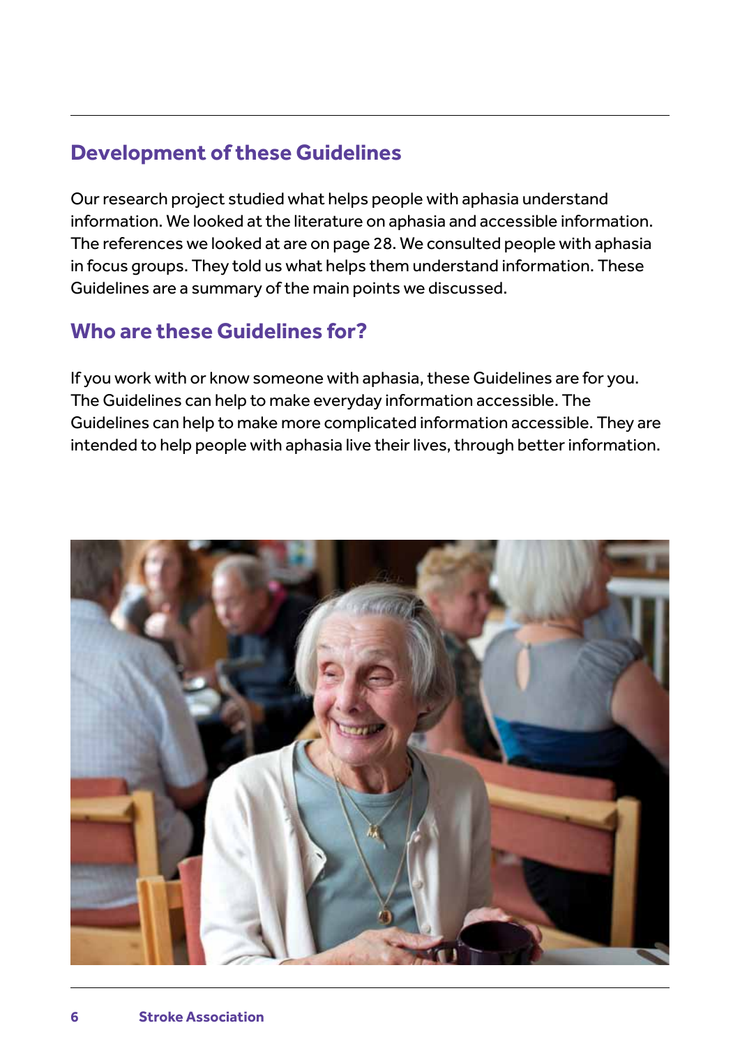## Development of these Guidelines

Our research project studied what helps people with aphasia understand information. We looked at the literature on aphasia and accessible information. The references we looked at are on page 28. We consulted people with aphasia in focus groups. They told us what helps them understand information. These Guidelines are a summary of the main points we discussed.

## Who are these Guidelines for?

If you work with or know someone with aphasia, these Guidelines are for you. The Guidelines can help to make everyday information accessible. The Guidelines can help to make more complicated information accessible. They are intended to help people with aphasia live their lives, through better information.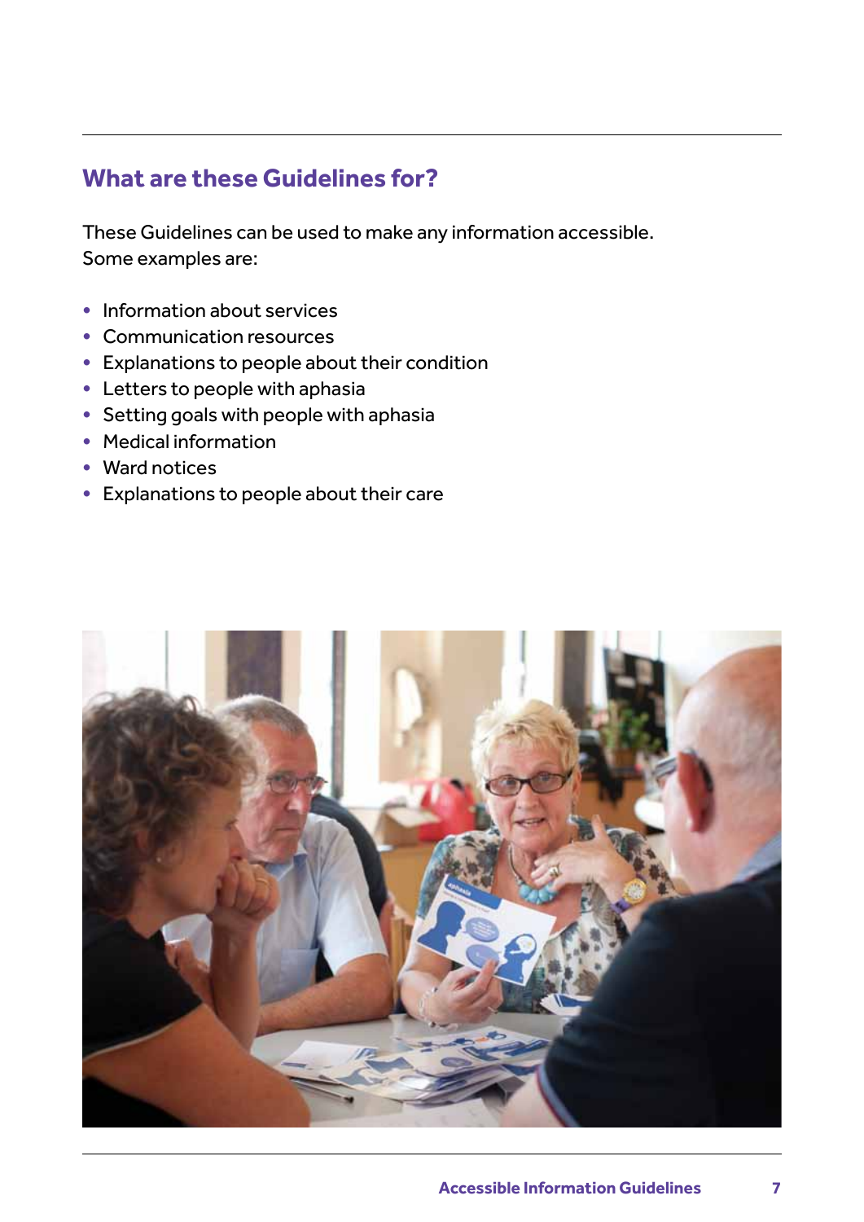## What are these Guidelines for?

These Guidelines can be used to make any information accessible. Some examples are:

- Information about services
- Communication resources
- Explanations to people about their condition
- Letters to people with aphasia
- Setting goals with people with aphasia
- Medical information
- Ward notices
- Explanations to people about their care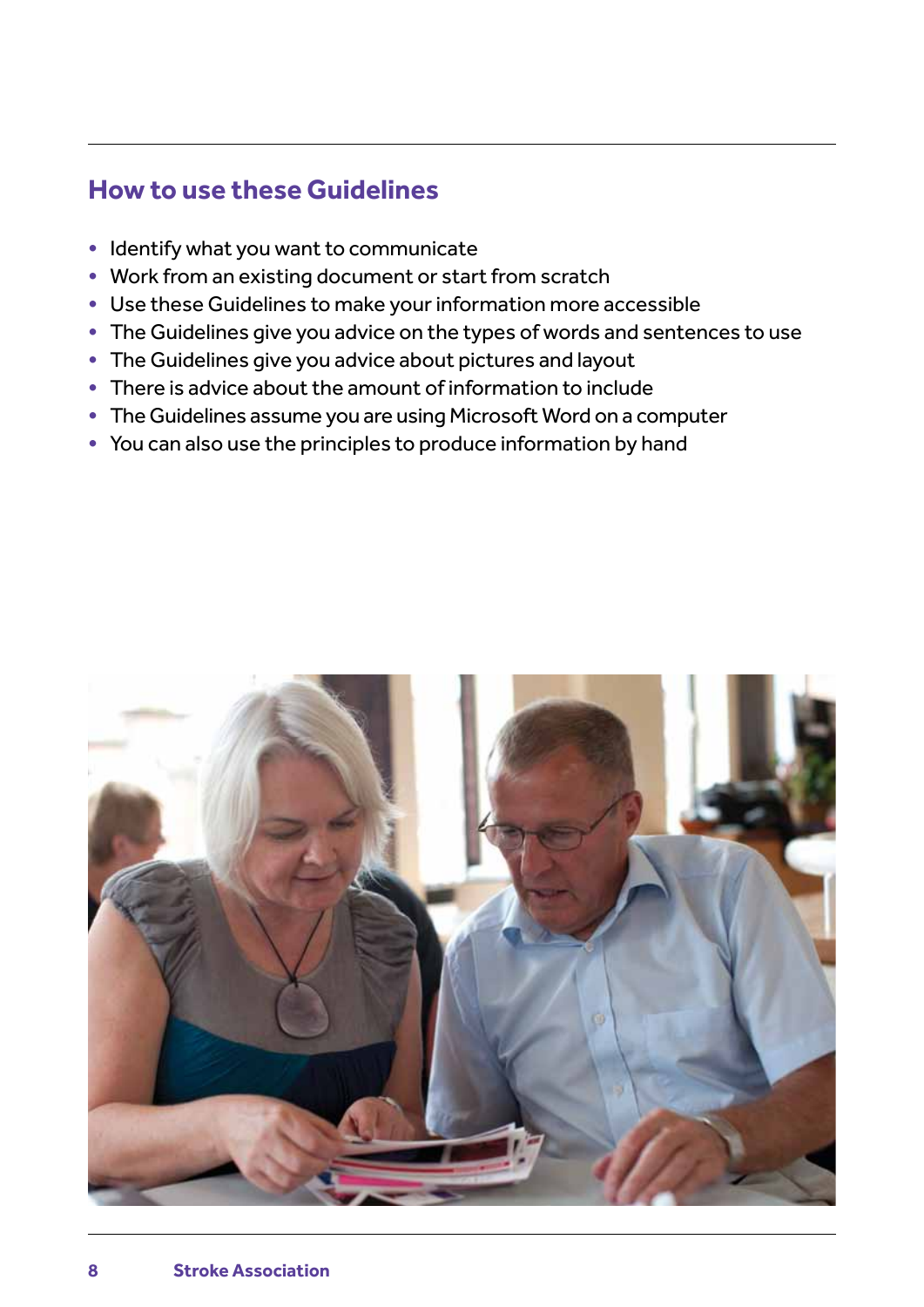## How to use these Guidelines

- Identify what you want to communicate
- Work from an existing document or start from scratch
- Use these Guidelines to make your information more accessible
- The Guidelines give you advice on the types of words and sentences to use
- The Guidelines give you advice about pictures and layout
- There is advice about the amount of information to include
- The Guidelines assume you are using Microsoft Word on a computer
- You can also use the principles to produce information by hand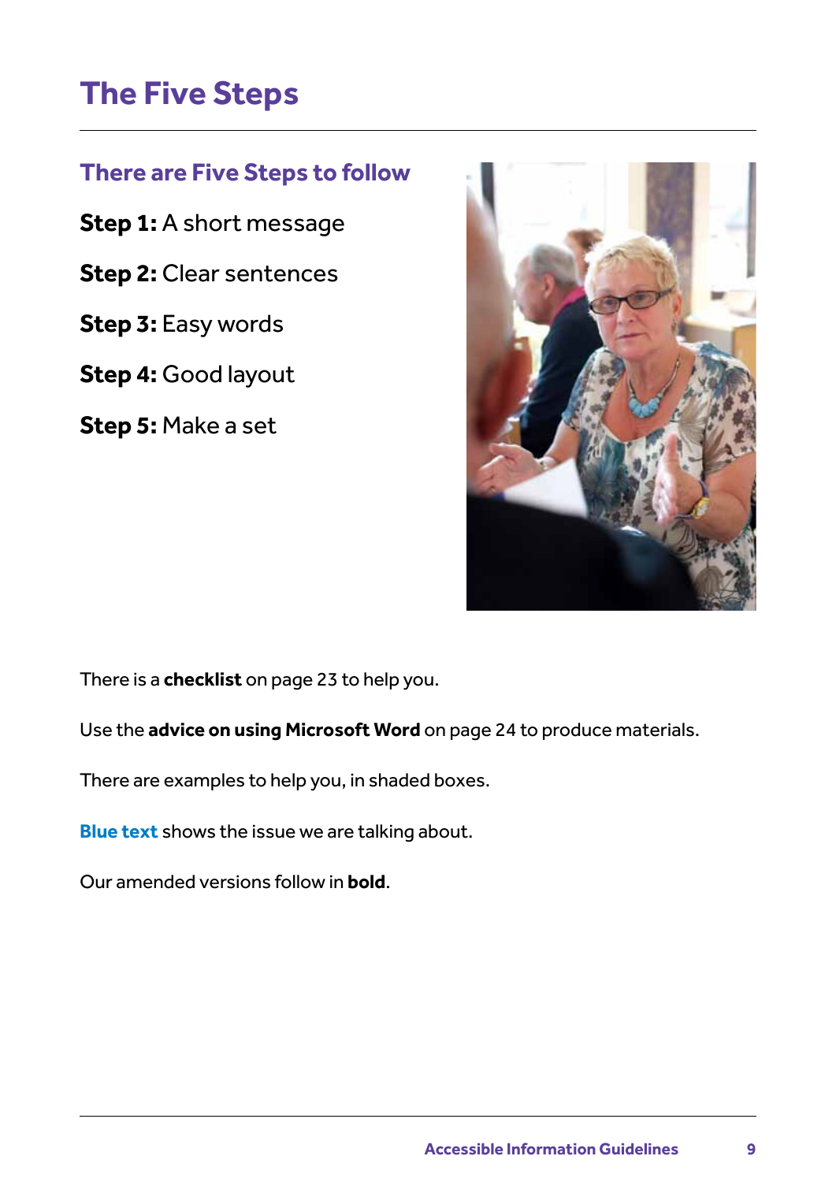# The Five Steps

## There are Five Steps to follow

**Step 1:** A short message

**Step 2:** Clear sentences

**Step 3:** Easy words

**Step 4:** Good layout

**Step 5:** Make a set

There is a **checklist** on page 23 to help you.

Use the **advice on using Microsoft Word** on page 24 to produce materials.

There are examples to help you, in shaded boxes.

**Blue text** shows the issue we are talking about.

Our amended versions follow in **bold**.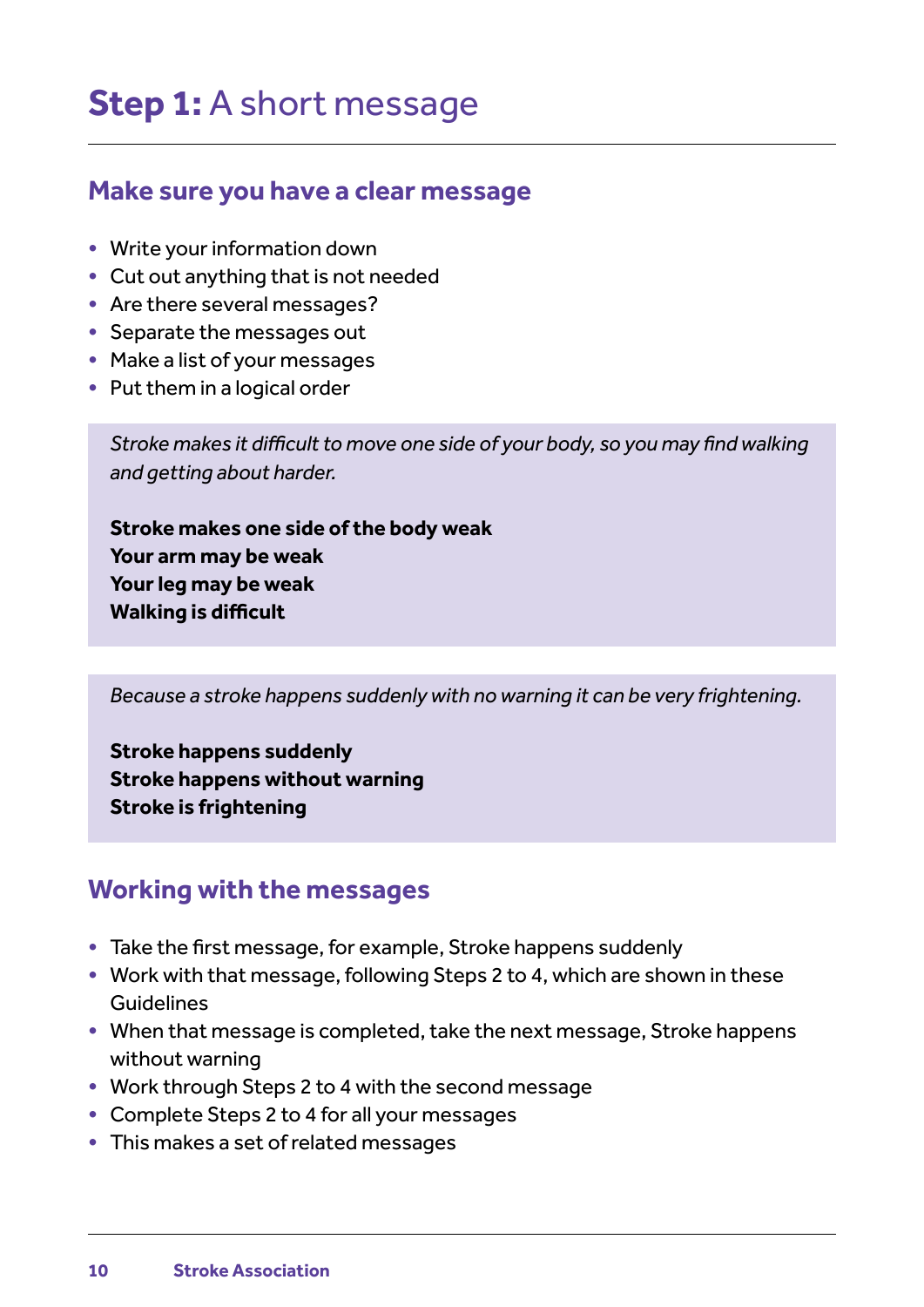# **Step 1:** A short message

## Make sure you have a clear message

- Write your information down
- Cut out anything that is not needed
- Are there several messages?
- Separate the messages out
- Make a list of your messages
- Put them in a logical order

*Stroke makes it difficult to move one side of your body, so you may find walking and getting about harder.*

**Stroke makes one side of the body weak**
**Your arm may be weak**
**Your leg may be weak**
**Walking is difficult**

*Because a stroke happens suddenly with no warning it can be very frightening.*

**Stroke happens suddenly**
**Stroke happens without warning**
**Stroke is frightening**

## Working with the messages

- Take the first message, for example, Stroke happens suddenly
- Work with that message, following Steps 2 to 4, which are shown in these Guidelines
- When that message is completed, take the next message, Stroke happens without warning
- Work through Steps 2 to 4 with the second message
- Complete Steps 2 to 4 for all your messages
- This makes a set of related messages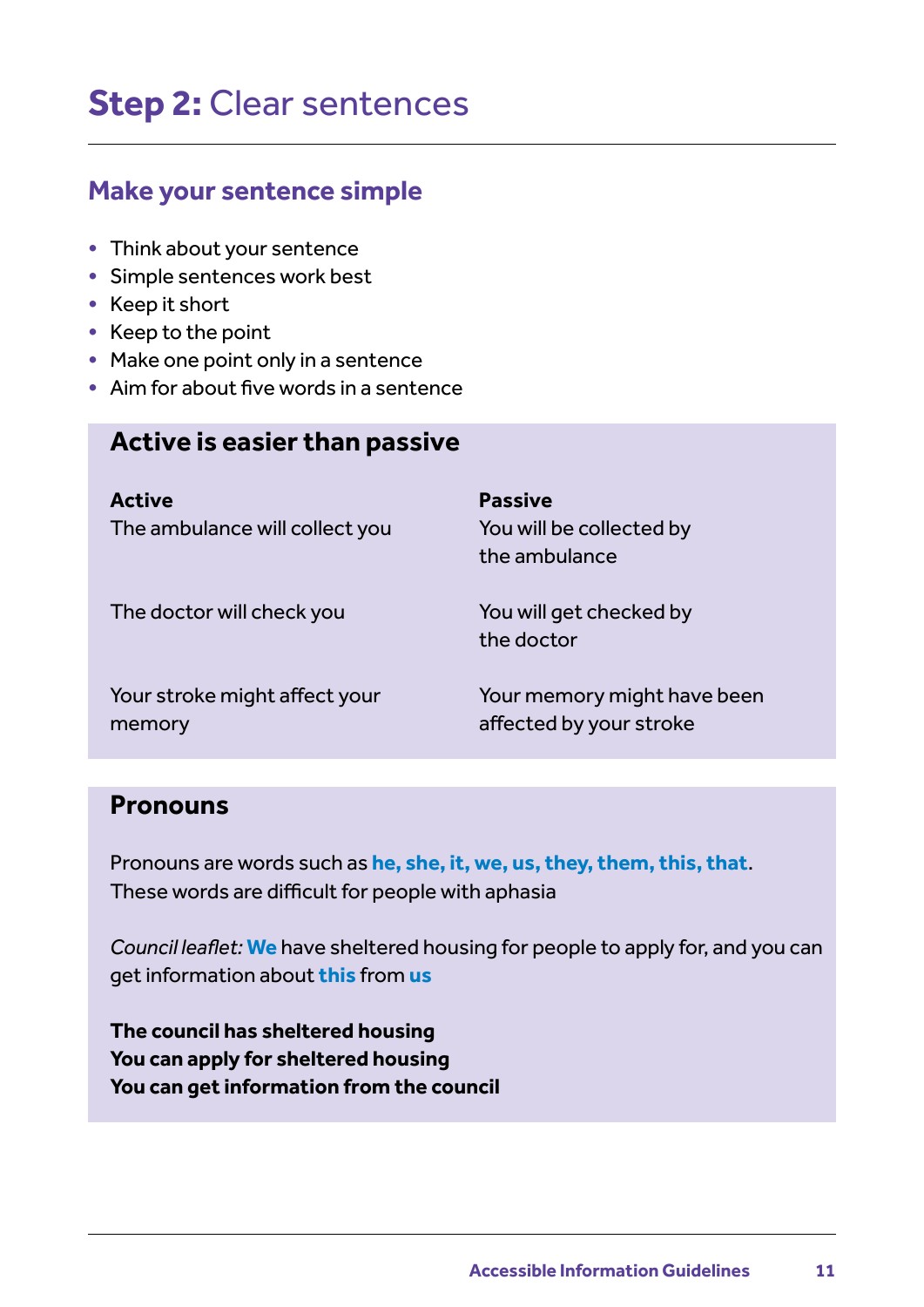# **Step 2:** Clear sentences

## Make your sentence simple

- Think about your sentence
- Simple sentences work best
- Keep it short
- Keep to the point
- Make one point only in a sentence
- Aim for about five words in a sentence

### Active is easier than passive

| **Active** | **Passive** |
|---|---|
| The ambulance will collect you | You will be collected by the ambulance |
| The doctor will check you | You will get checked by the doctor |
| Your stroke might affect your memory | Your memory might have been affected by your stroke |

### Pronouns

Pronouns are words such as **he, she, it, we, us, they, them, this, that**.
These words are difficult for people with aphasia

*Council leaflet:* **We** have sheltered housing for people to apply for, and you can get information about **this** from **us**

**The council has sheltered housing**
**You can apply for sheltered housing**
**You can get information from the council**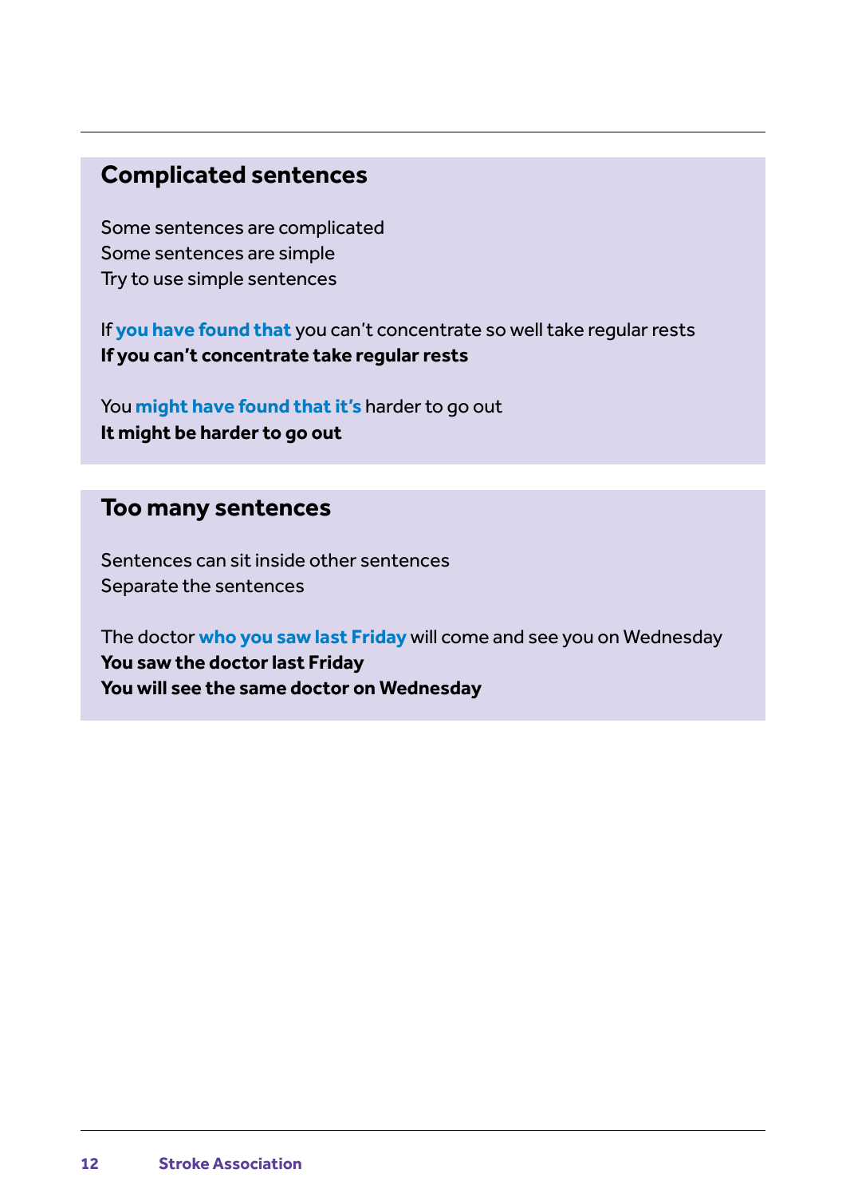## Complicated sentences

Some sentences are complicated
Some sentences are simple
Try to use simple sentences

If **you have found that** you can't concentrate so well take regular rests
**If you can't concentrate take regular rests**

You **might have found that it's** harder to go out
**It might be harder to go out**

## Too many sentences

Sentences can sit inside other sentences
Separate the sentences

The doctor **who you saw last Friday** will come and see you on Wednesday
**You saw the doctor last Friday**
**You will see the same doctor on Wednesday**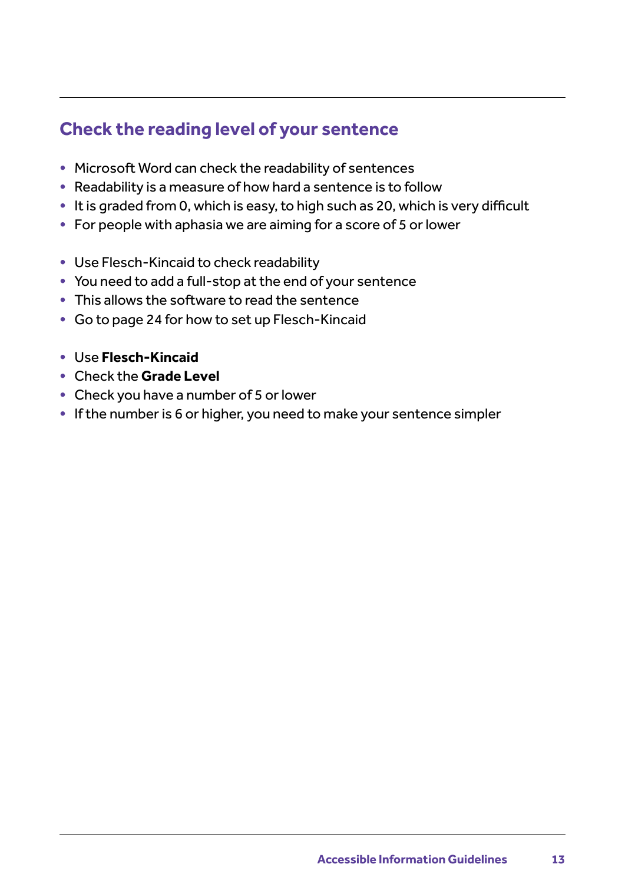## Check the reading level of your sentence

- Microsoft Word can check the readability of sentences
- Readability is a measure of how hard a sentence is to follow
- It is graded from 0, which is easy, to high such as 20, which is very difficult
- For people with aphasia we are aiming for a score of 5 or lower

- Use Flesch-Kincaid to check readability
- You need to add a full-stop at the end of your sentence
- This allows the software to read the sentence
- Go to page 24 for how to set up Flesch-Kincaid

- Use **Flesch-Kincaid**
- Check the **Grade Level**
- Check you have a number of 5 or lower
- If the number is 6 or higher, you need to make your sentence simpler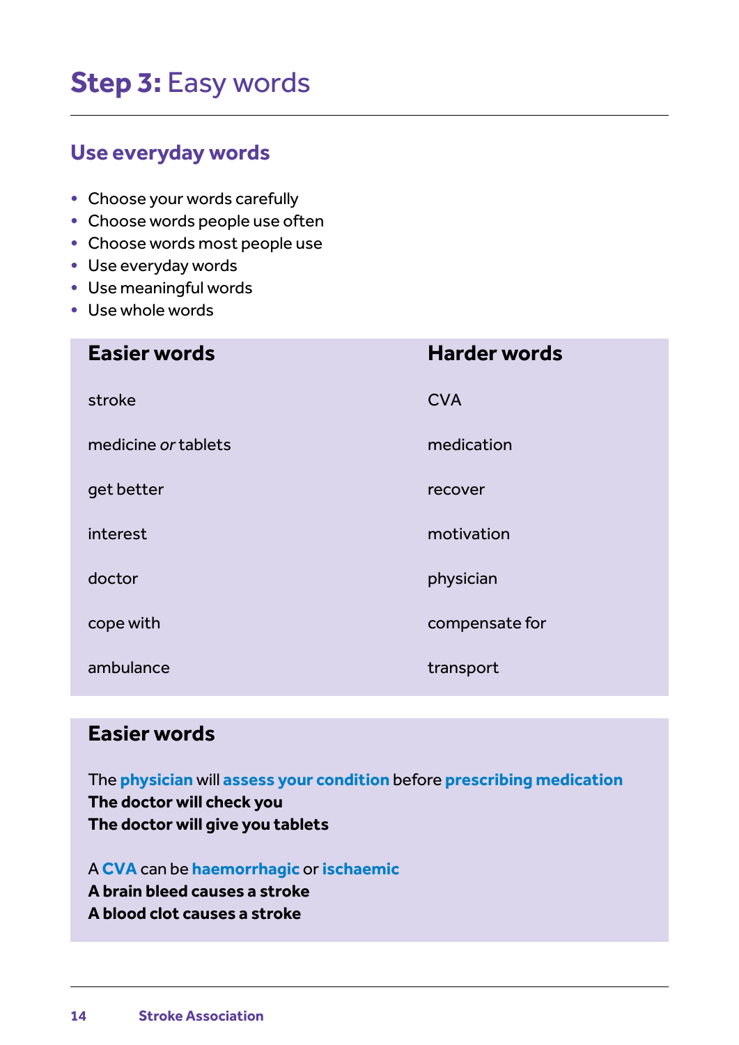# **Step 3:** Easy words

## Use everyday words

- Choose your words carefully
- Choose words people use often
- Choose words most people use
- Use everyday words
- Use meaningful words
- Use whole words

| Easier words | Harder words |
|---|---|
| stroke | CVA |
| medicine *or* tablets | medication |
| get better | recover |
| interest | motivation |
| doctor | physician |
| cope with | compensate for |
| ambulance | transport |

### Easier words

The **physician** will **assess your condition** before **prescribing medication**
**The doctor will check you**
**The doctor will give you tablets**

A **CVA** can be **haemorrhagic** or **ischaemic**
**A brain bleed causes a stroke**
**A blood clot causes a stroke**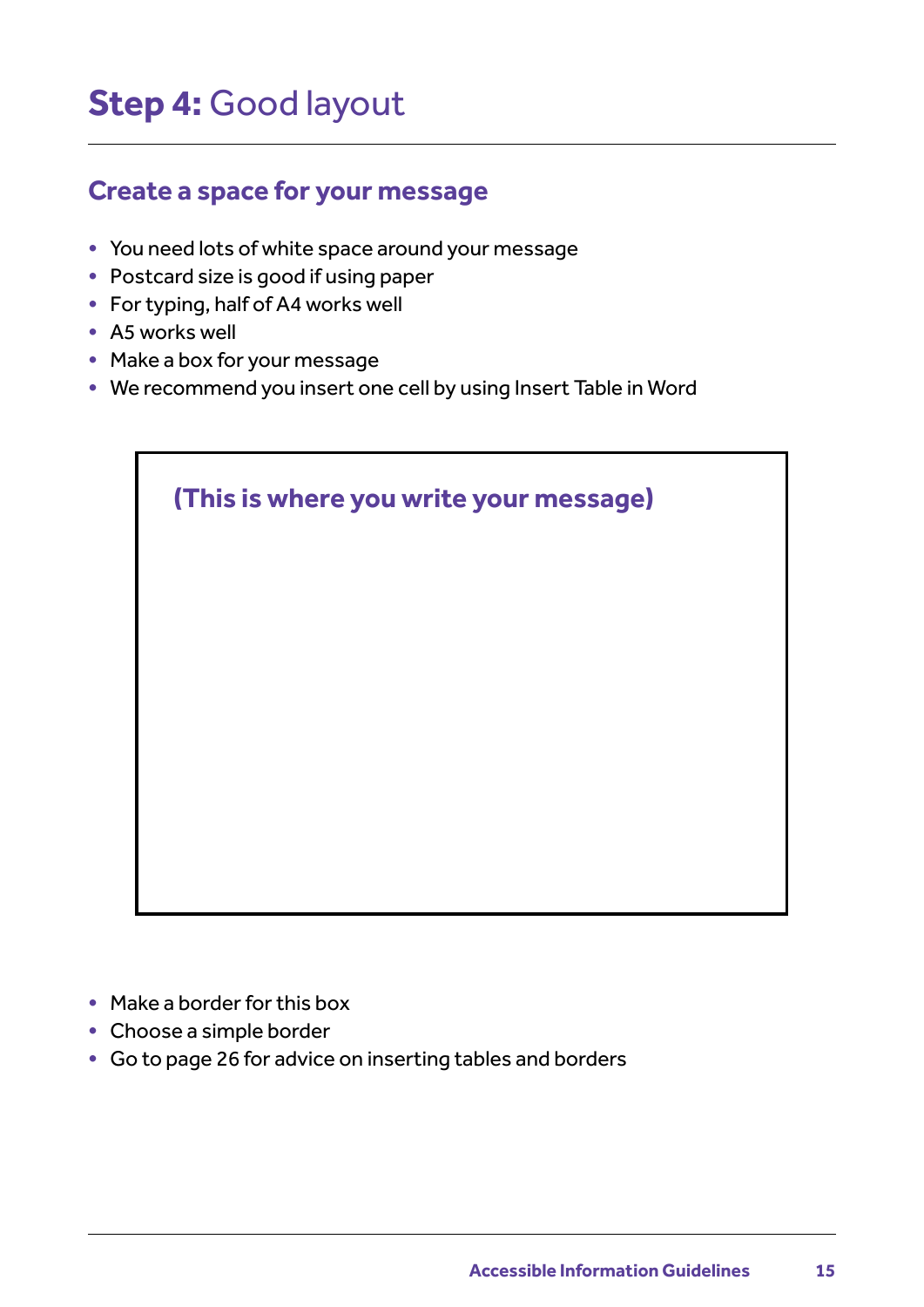# **Step 4:** Good layout

## Create a space for your message

- You need lots of white space around your message
- Postcard size is good if using paper
- For typing, half of A4 works well
- A5 works well
- Make a box for your message
- We recommend you insert one cell by using Insert Table in Word

| **(This is where you write your message)** |
| --- |

- Make a border for this box
- Choose a simple border
- Go to page 26 for advice on inserting tables and borders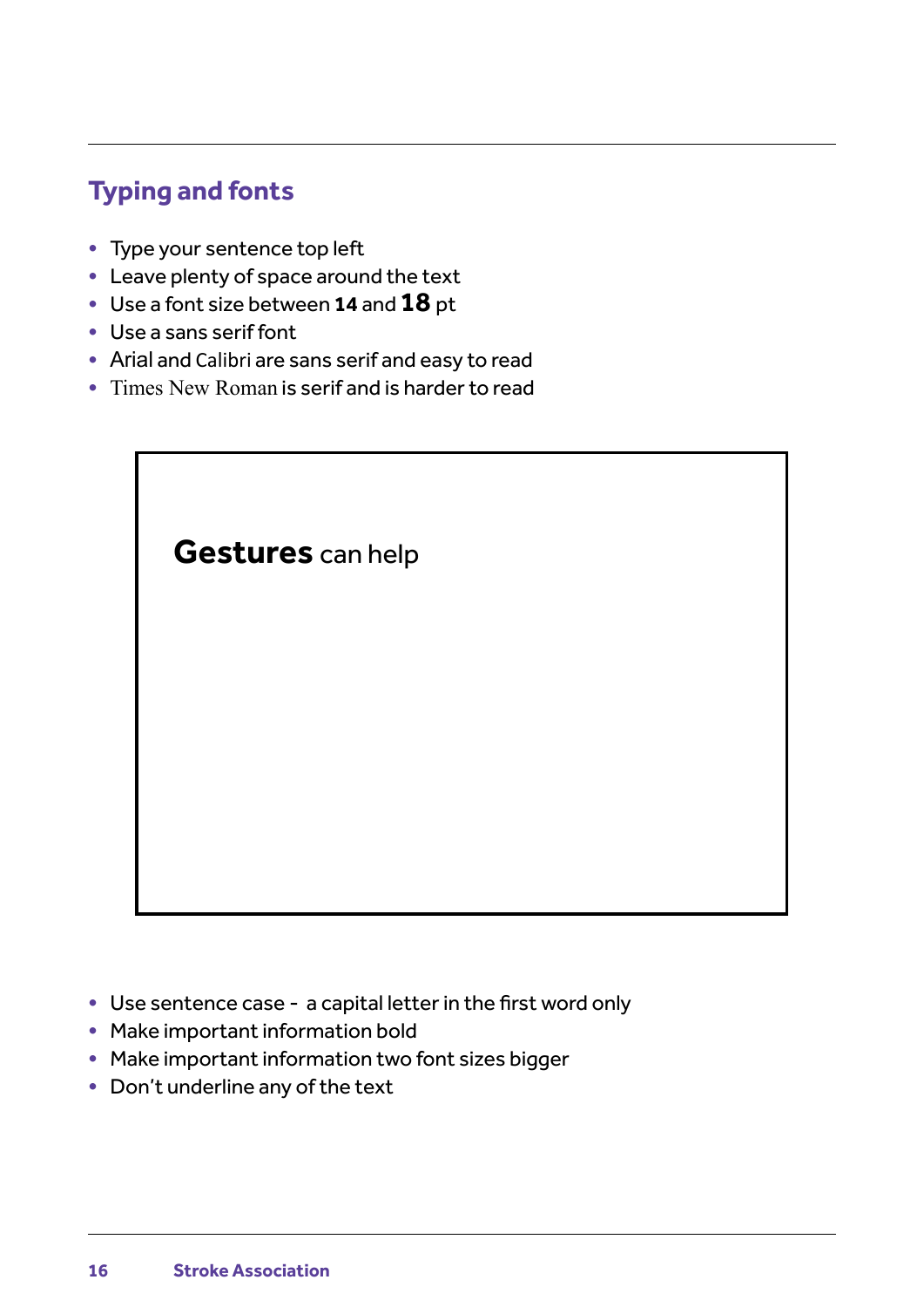## Typing and fonts

- Type your sentence top left
- Leave plenty of space around the text
- Use a font size between **14** and **18** pt
- Use a sans serif font
- Arial and Calibri are sans serif and easy to read
- Times New Roman is serif and is harder to read

**Gestures** can help

- Use sentence case - a capital letter in the first word only
- Make important information bold
- Make important information two font sizes bigger
- Don't underline any of the text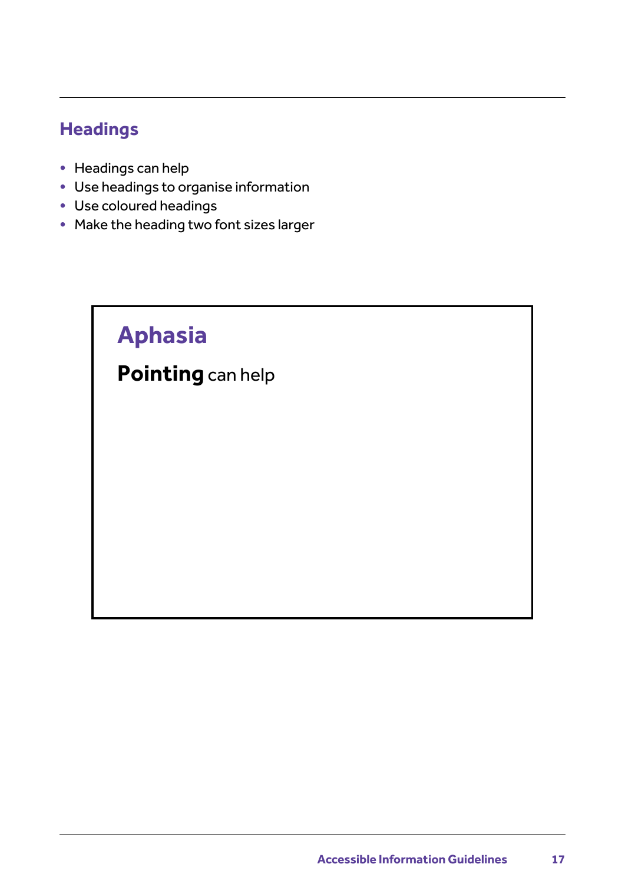## Headings

- Headings can help
- Use headings to organise information
- Use coloured headings
- Make the heading two font sizes larger

### Aphasia

**Pointing** can help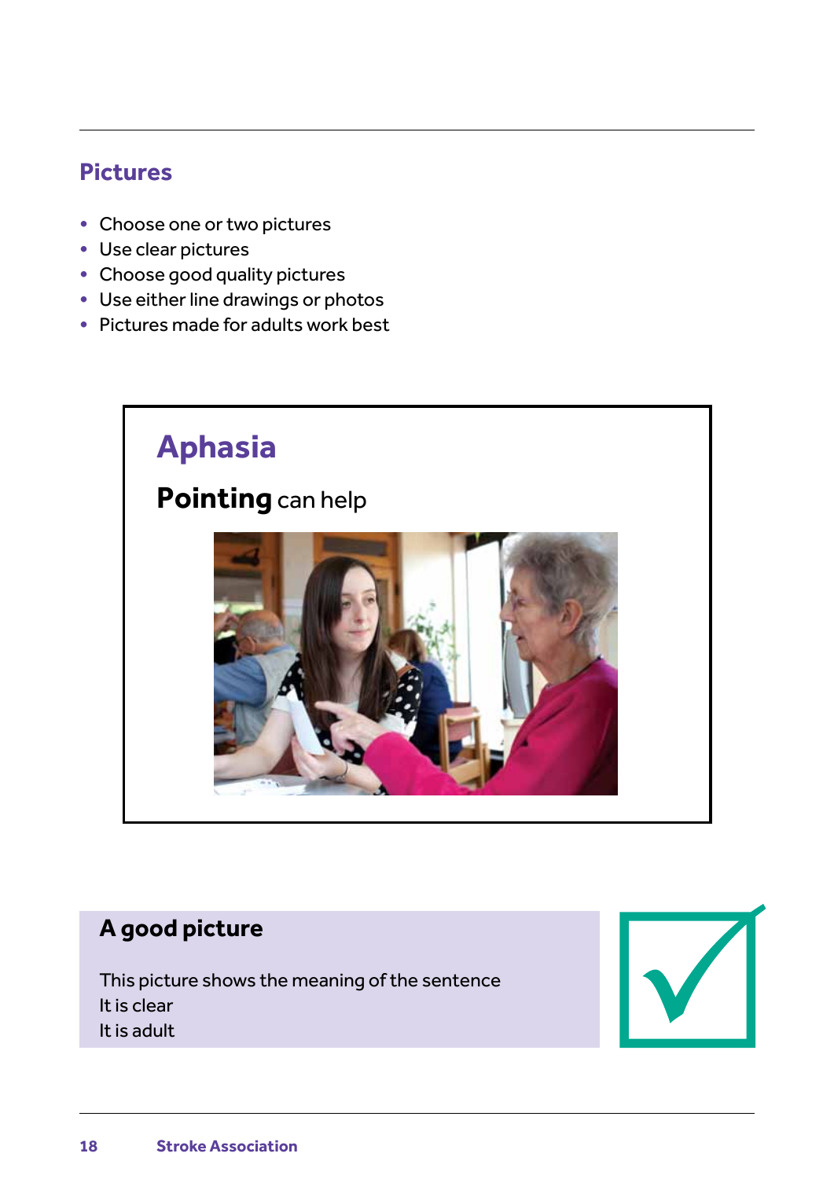## Pictures

- Choose one or two pictures
- Use clear pictures
- Choose good quality pictures
- Use either line drawings or photos
- Pictures made for adults work best

> ## Aphasia
>
> **Pointing** can help

### A good picture

This picture shows the meaning of the sentence
It is clear
It is adult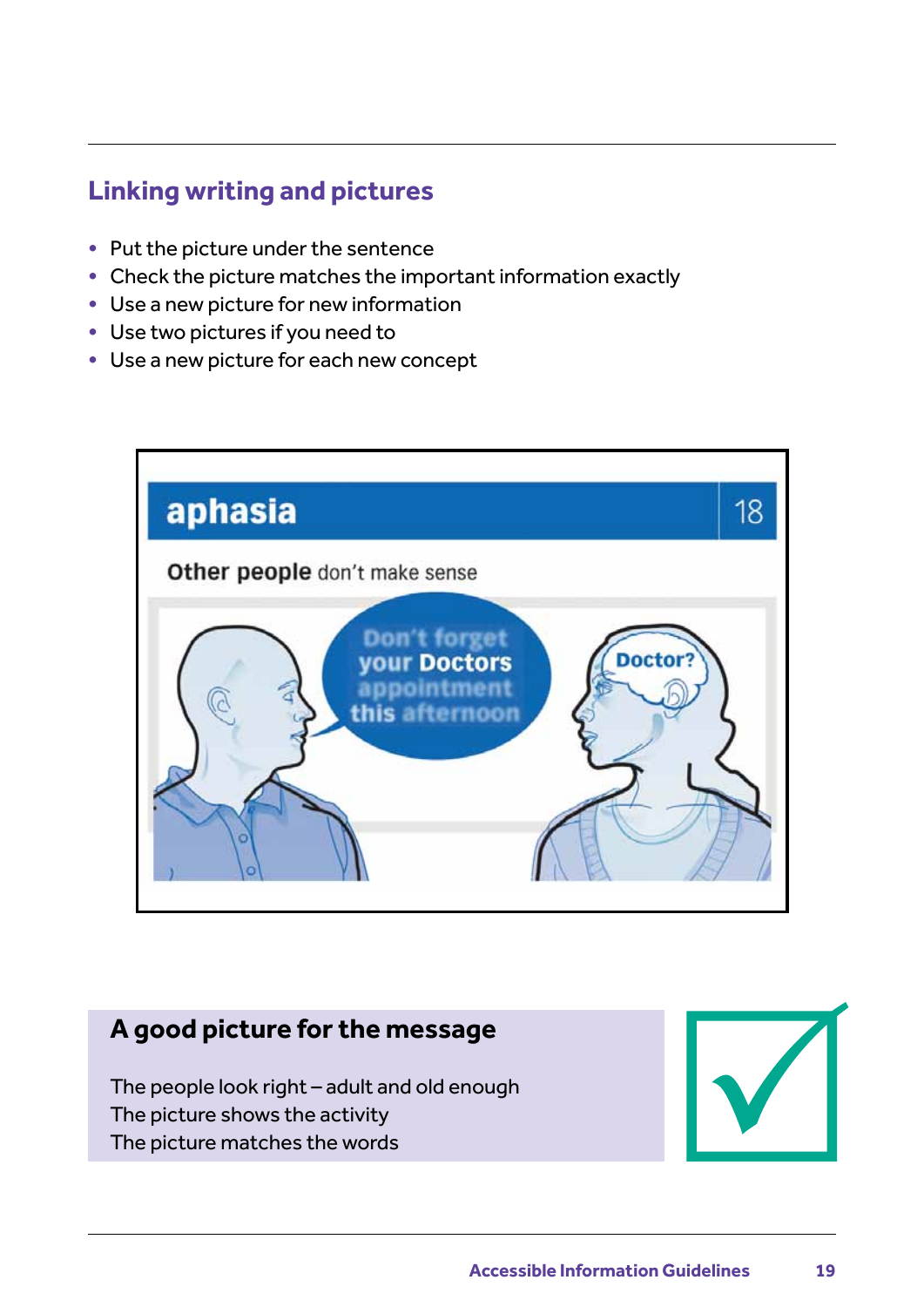## Linking writing and pictures

- Put the picture under the sentence
- Check the picture matches the important information exactly
- Use a new picture for new information
- Use two pictures if you need to
- Use a new picture for each new concept

### A good picture for the message

The people look right – adult and old enough
The picture shows the activity
The picture matches the words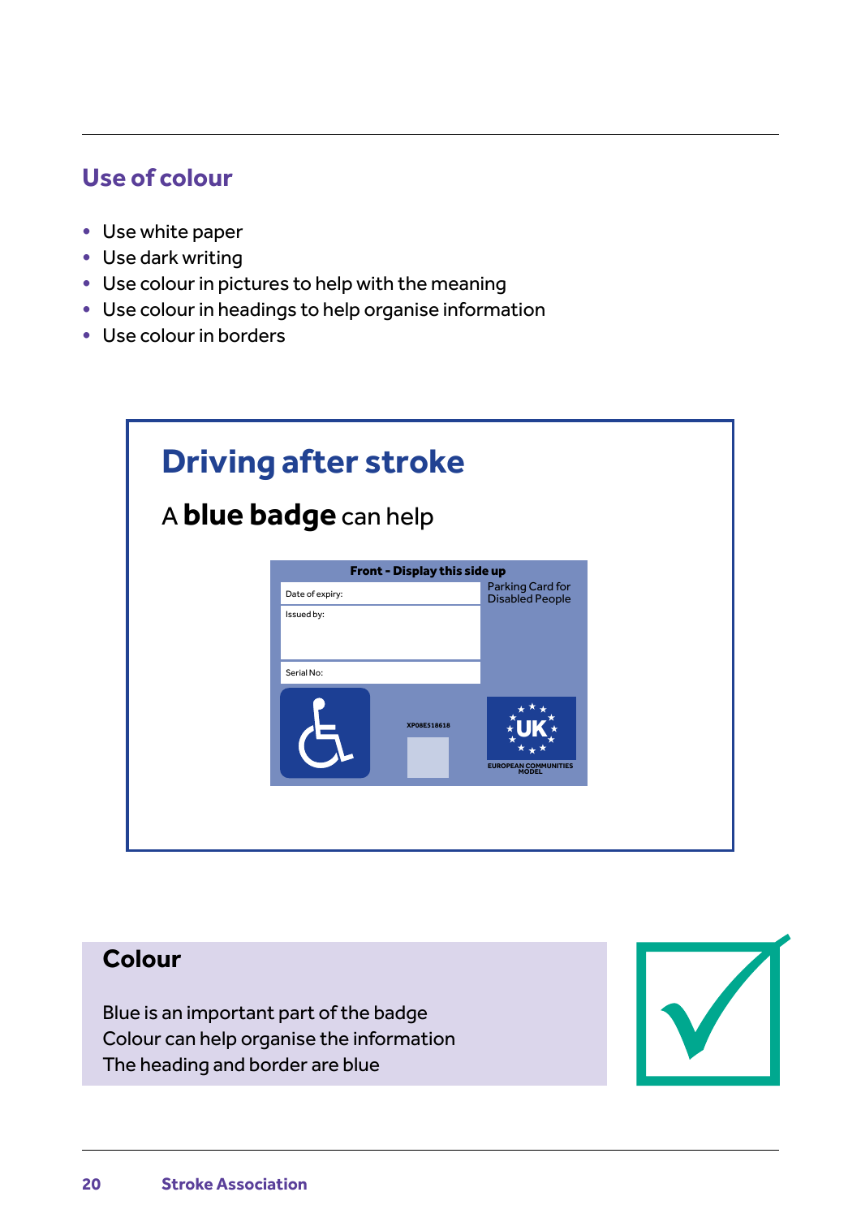## Use of colour

- Use white paper
- Use dark writing
- Use colour in pictures to help with the meaning
- Use colour in headings to help organise information
- Use colour in borders

### Driving after stroke

A **blue badge** can help

**Front - Display this side up**

Date of expiry:

Issued by:

Serial No:

Parking Card for Disabled People

XP08E518618

UK

EUROPEAN COMMUNITIES MODEL

### Colour

Blue is an important part of the badge
Colour can help organise the information
The heading and border are blue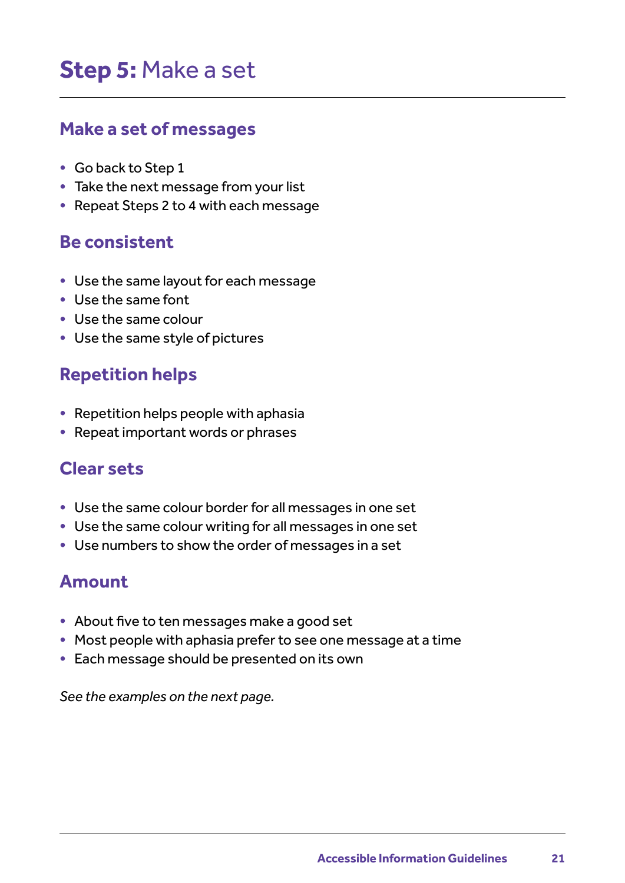# **Step 5:** Make a set

## Make a set of messages

- Go back to Step 1
- Take the next message from your list
- Repeat Steps 2 to 4 with each message

## Be consistent

- Use the same layout for each message
- Use the same font
- Use the same colour
- Use the same style of pictures

## Repetition helps

- Repetition helps people with aphasia
- Repeat important words or phrases

## Clear sets

- Use the same colour border for all messages in one set
- Use the same colour writing for all messages in one set
- Use numbers to show the order of messages in a set

## Amount

- About five to ten messages make a good set
- Most people with aphasia prefer to see one message at a time
- Each message should be presented on its own

*See the examples on the next page.*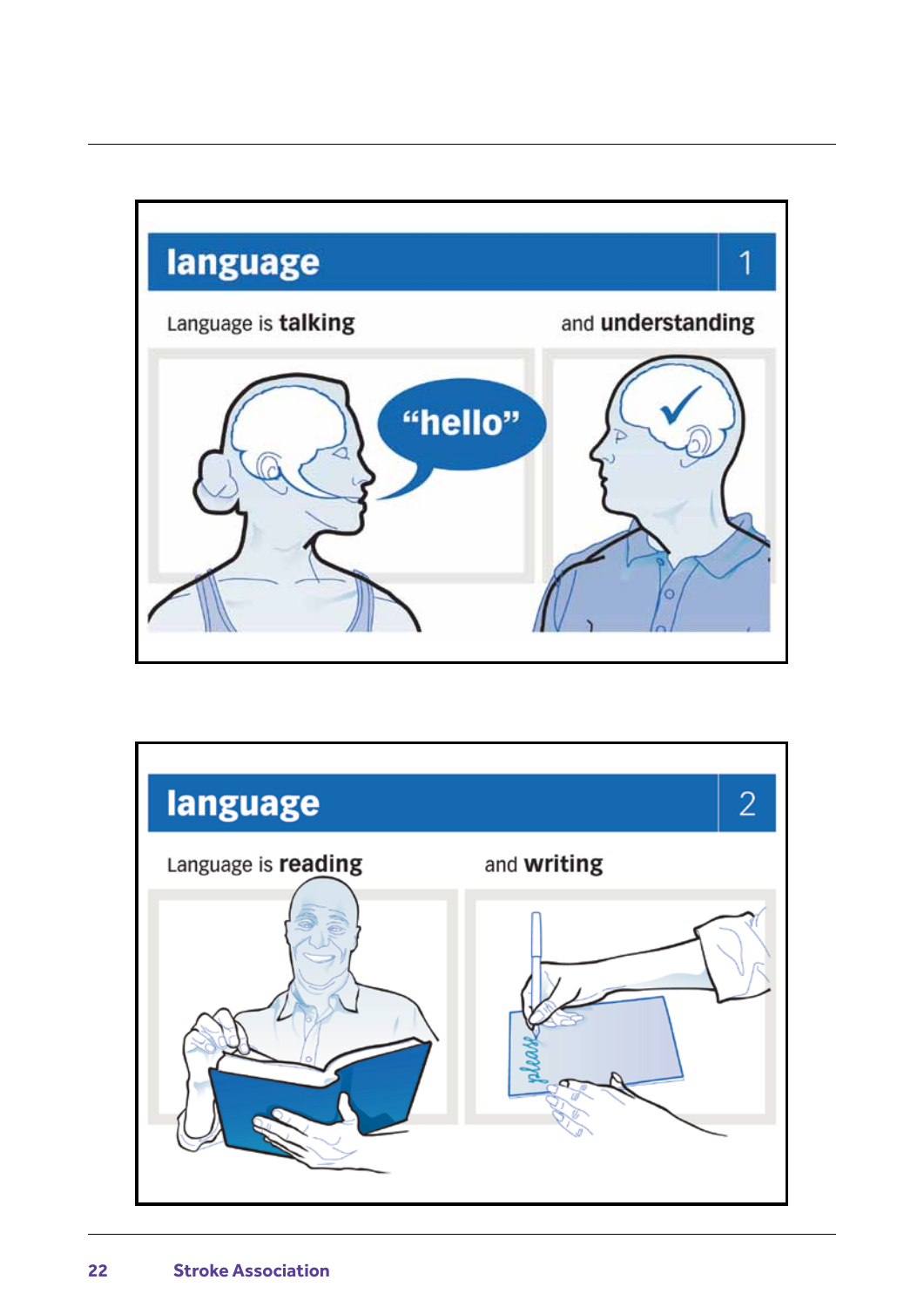## language 1

Language is **talking** and **understanding**

"hello"

## language 2

Language is **reading** and **writing**

please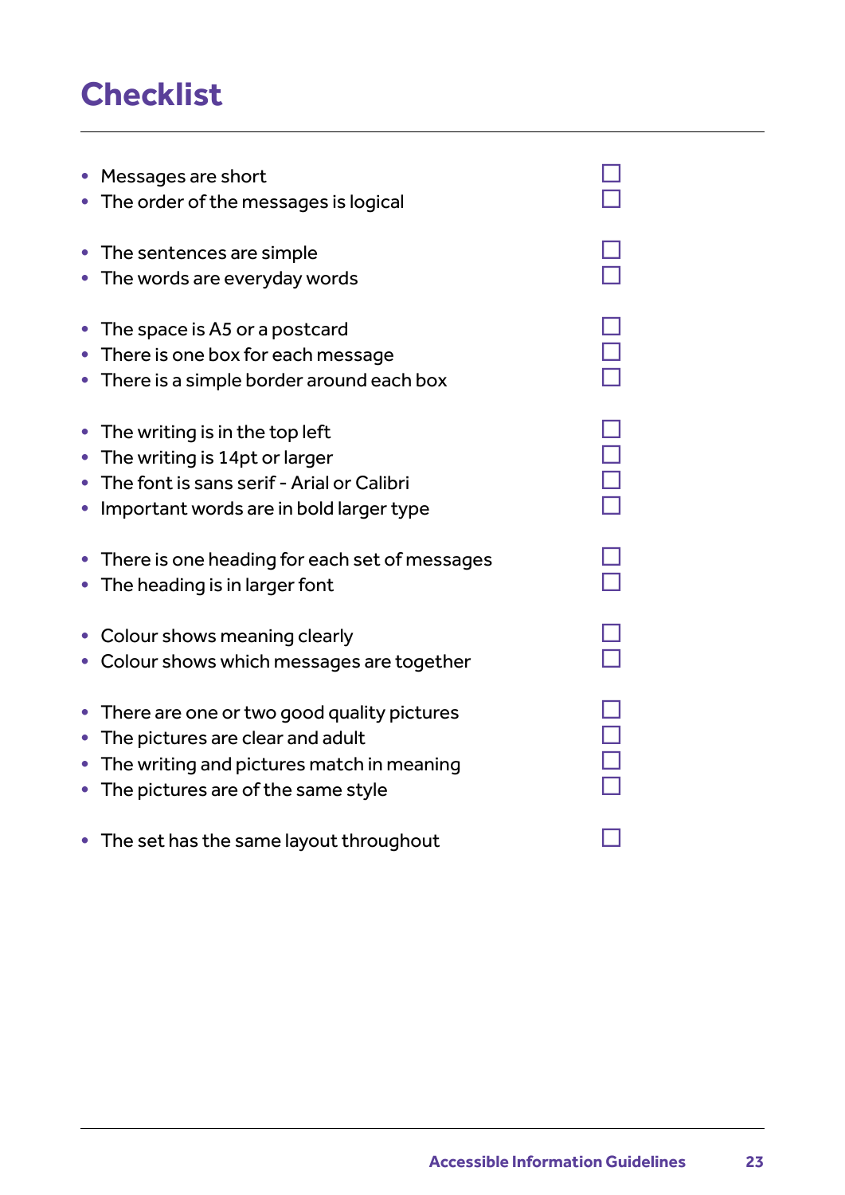# Checklist

- Messages are short ☐
- The order of the messages is logical ☐

- The sentences are simple ☐
- The words are everyday words ☐

- The space is A5 or a postcard ☐
- There is one box for each message ☐
- There is a simple border around each box ☐

- The writing is in the top left ☐
- The writing is 14pt or larger ☐
- The font is sans serif - Arial or Calibri ☐
- Important words are in bold larger type ☐

- There is one heading for each set of messages ☐
- The heading is in larger font ☐

- Colour shows meaning clearly ☐
- Colour shows which messages are together ☐

- There are one or two good quality pictures ☐
- The pictures are clear and adult ☐
- The writing and pictures match in meaning ☐
- The pictures are of the same style ☐

- The set has the same layout throughout ☐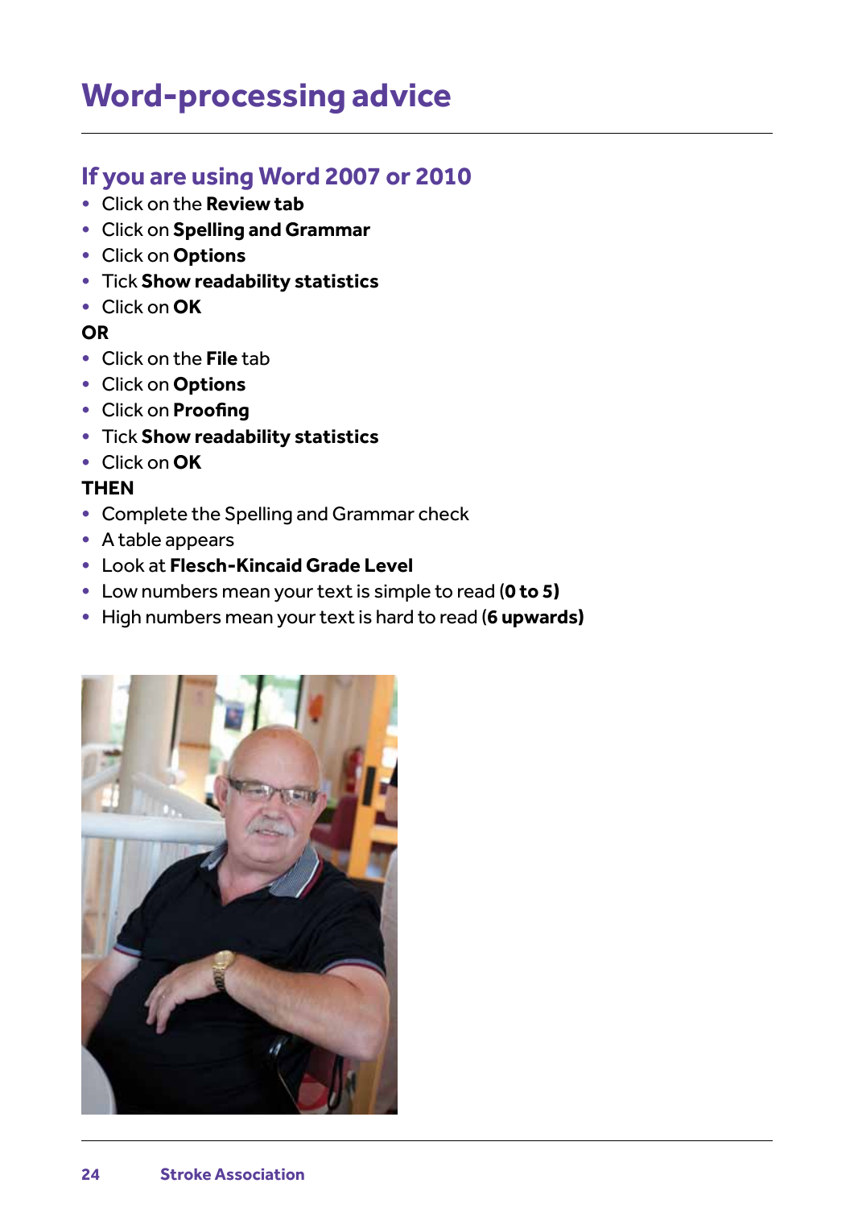# Word-processing advice

## If you are using Word 2007 or 2010

- Click on the **Review tab**
- Click on **Spelling and Grammar**
- Click on **Options**
- Tick **Show readability statistics**
- Click on **OK**

**OR**

- Click on the **File** tab
- Click on **Options**
- Click on **Proofing**
- Tick **Show readability statistics**
- Click on **OK**

**THEN**

- Complete the Spelling and Grammar check
- A table appears
- Look at **Flesch-Kincaid Grade Level**
- Low numbers mean your text is simple to read (**0 to 5)**
- High numbers mean your text is hard to read **(6 upwards)**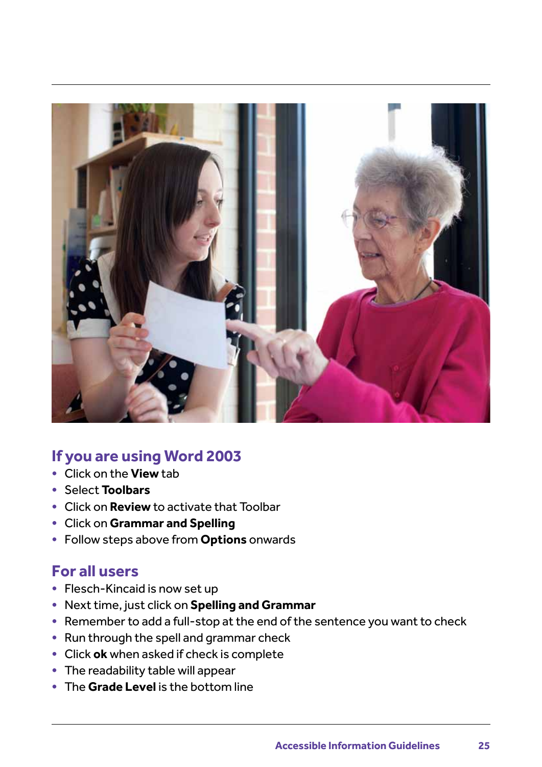## If you are using Word 2003

- Click on the **View** tab
- Select **Toolbars**
- Click on **Review** to activate that Toolbar
- Click on **Grammar and Spelling**
- Follow steps above from **Options** onwards

## For all users

- Flesch-Kincaid is now set up
- Next time, just click on **Spelling and Grammar**
- Remember to add a full-stop at the end of the sentence you want to check
- Run through the spell and grammar check
- Click **ok** when asked if check is complete
- The readability table will appear
- The **Grade Level** is the bottom line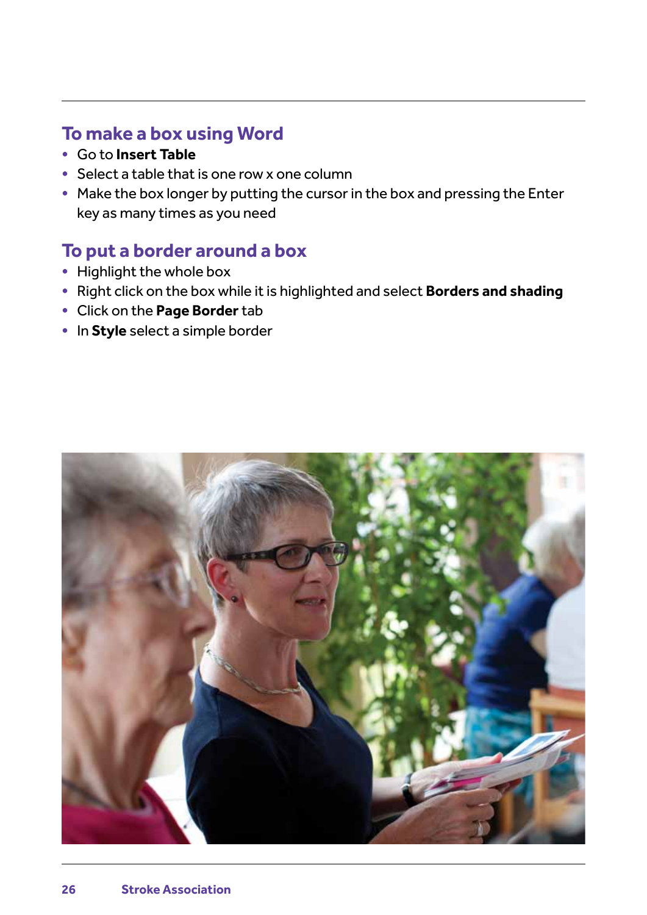## To make a box using Word

- Go to **Insert Table**
- Select a table that is one row x one column
- Make the box longer by putting the cursor in the box and pressing the Enter key as many times as you need

## To put a border around a box

- Highlight the whole box
- Right click on the box while it is highlighted and select **Borders and shading**
- Click on the **Page Border** tab
- In **Style** select a simple border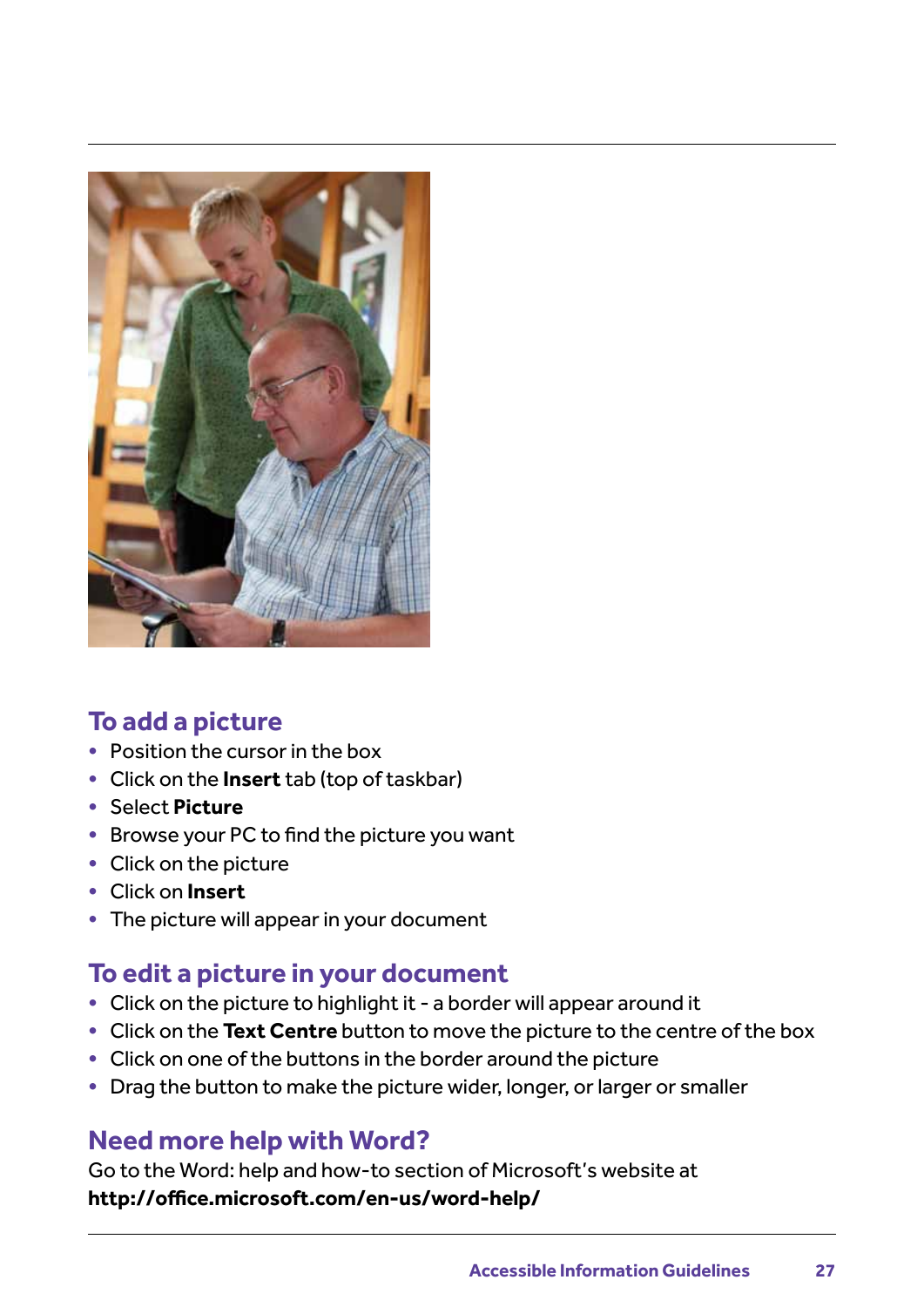## To add a picture

- Position the cursor in the box
- Click on the **Insert** tab (top of taskbar)
- Select **Picture**
- Browse your PC to find the picture you want
- Click on the picture
- Click on **Insert**
- The picture will appear in your document

## To edit a picture in your document

- Click on the picture to highlight it - a border will appear around it
- Click on the **Text Centre** button to move the picture to the centre of the box
- Click on one of the buttons in the border around the picture
- Drag the button to make the picture wider, longer, or larger or smaller

## Need more help with Word?

Go to the Word: help and how-to section of Microsoft's website at **http://office.microsoft.com/en-us/word-help/**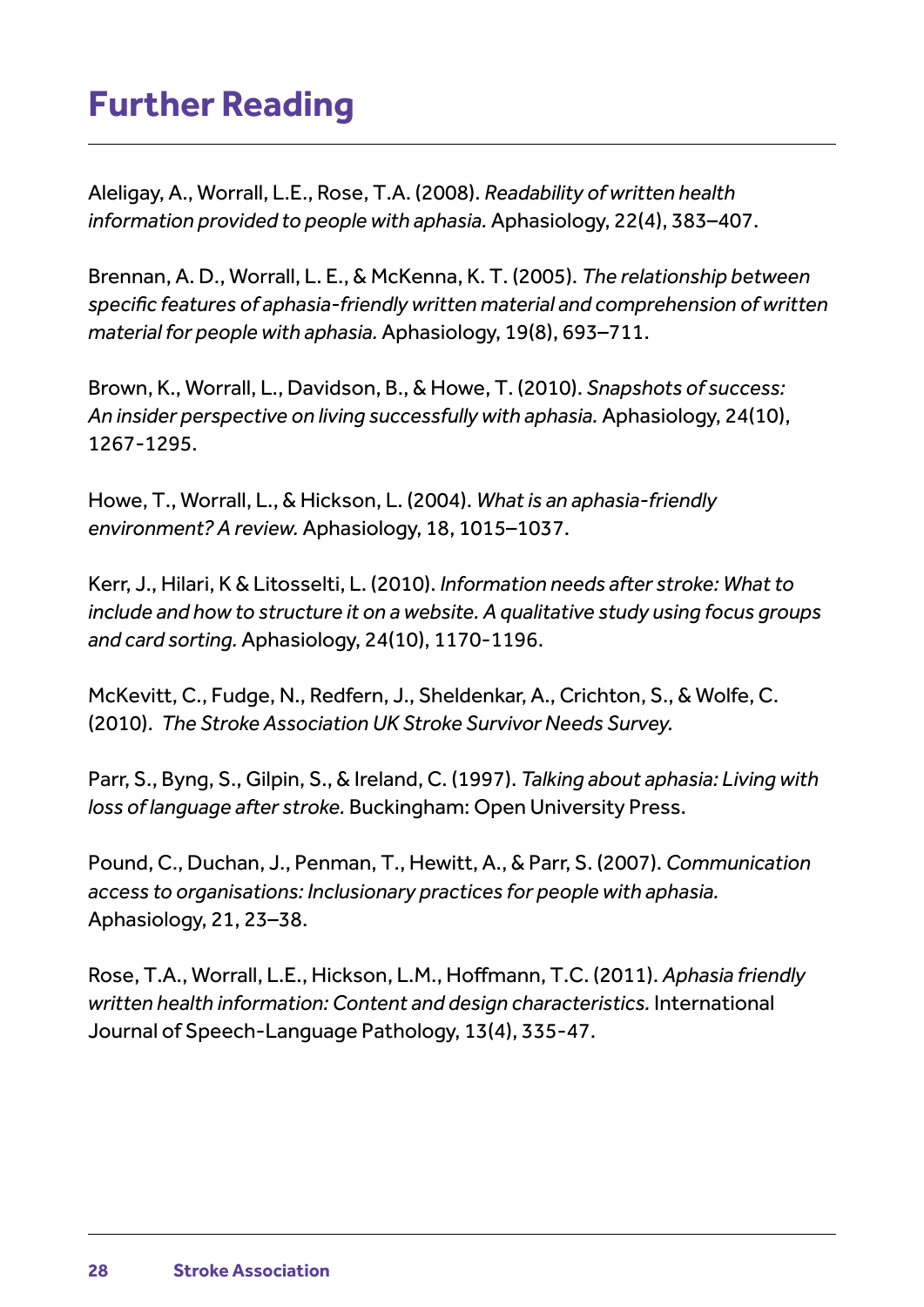# Further Reading

Aleligay, A., Worrall, L.E., Rose, T.A. (2008). *Readability of written health information provided to people with aphasia.* Aphasiology, 22(4), 383–407.

Brennan, A. D., Worrall, L. E., & McKenna, K. T. (2005). *The relationship between specific features of aphasia-friendly written material and comprehension of written material for people with aphasia.* Aphasiology, 19(8), 693–711.

Brown, K., Worrall, L., Davidson, B., & Howe, T. (2010). *Snapshots of success: An insider perspective on living successfully with aphasia.* Aphasiology, 24(10), 1267-1295.

Howe, T., Worrall, L., & Hickson, L. (2004). *What is an aphasia-friendly environment? A review.* Aphasiology, 18, 1015–1037.

Kerr, J., Hilari, K & Litosselti, L. (2010). *Information needs after stroke: What to include and how to structure it on a website. A qualitative study using focus groups and card sorting.* Aphasiology, 24(10), 1170-1196.

McKevitt, C., Fudge, N., Redfern, J., Sheldenkar, A., Crichton, S., & Wolfe, C. (2010). *The Stroke Association UK Stroke Survivor Needs Survey.*

Parr, S., Byng, S., Gilpin, S., & Ireland, C. (1997). *Talking about aphasia: Living with loss of language after stroke.* Buckingham: Open University Press.

Pound, C., Duchan, J., Penman, T., Hewitt, A., & Parr, S. (2007). *Communication access to organisations: Inclusionary practices for people with aphasia.* Aphasiology, 21, 23–38.

Rose, T.A., Worrall, L.E., Hickson, L.M., Hoffmann, T.C. (2011). *Aphasia friendly written health information: Content and design characteristics.* International Journal of Speech-Language Pathology, 13(4), 335-47.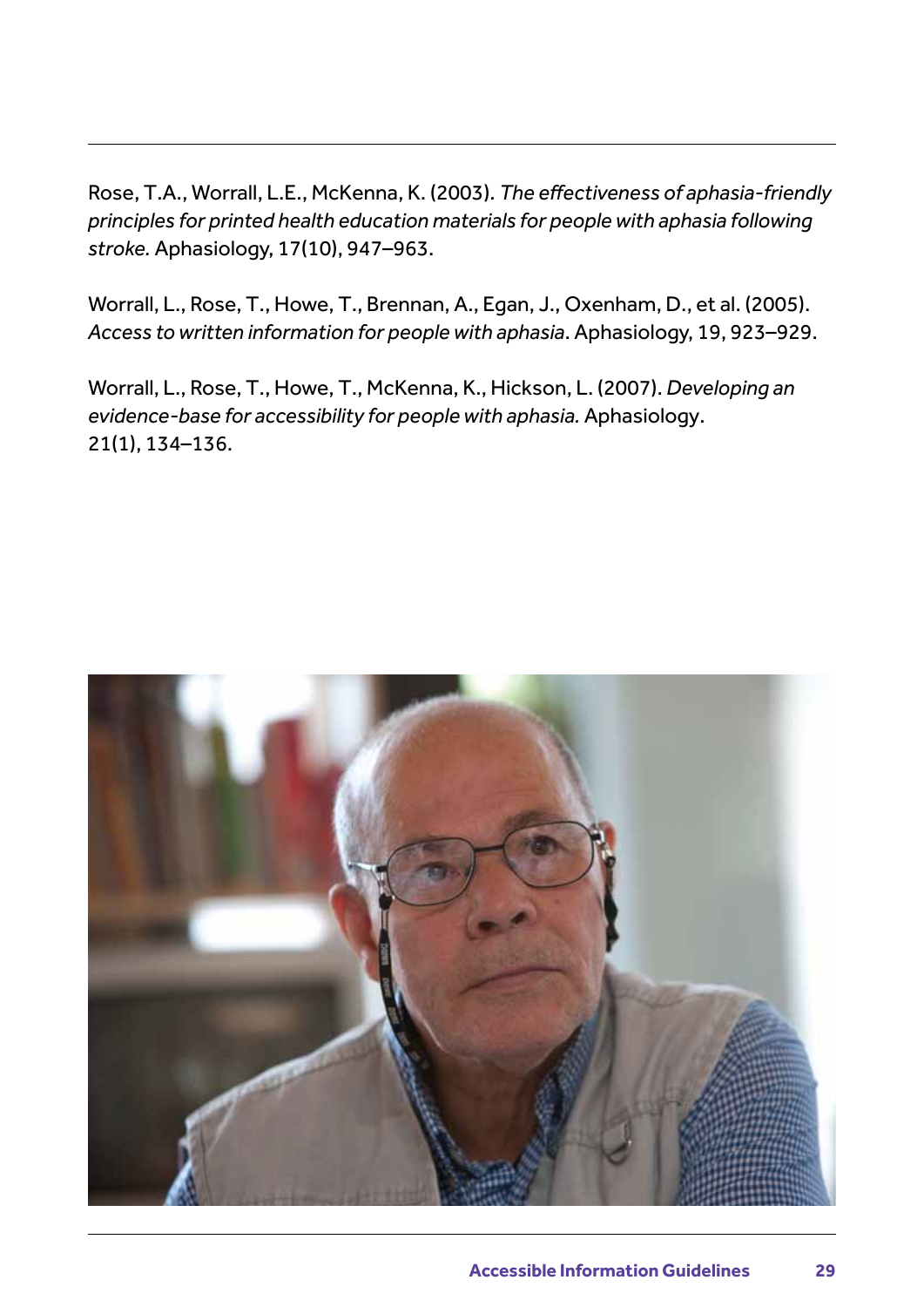Rose, T.A., Worrall, L.E., McKenna, K. (2003). *The effectiveness of aphasia-friendly principles for printed health education materials for people with aphasia following stroke.* Aphasiology, 17(10), 947–963.

Worrall, L., Rose, T., Howe, T., Brennan, A., Egan, J., Oxenham, D., et al. (2005). *Access to written information for people with aphasia*. Aphasiology, 19, 923–929.

Worrall, L., Rose, T., Howe, T., McKenna, K., Hickson, L. (2007). *Developing an evidence-base for accessibility for people with aphasia.* Aphasiology. 21(1), 134–136.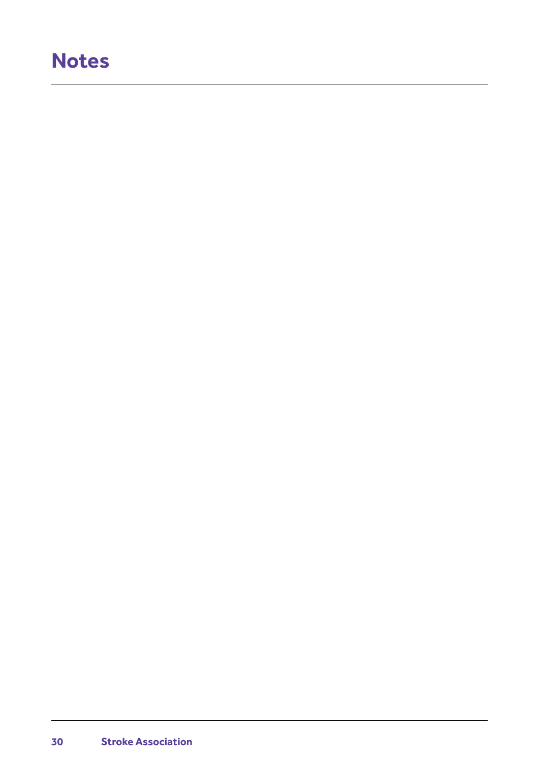# Notes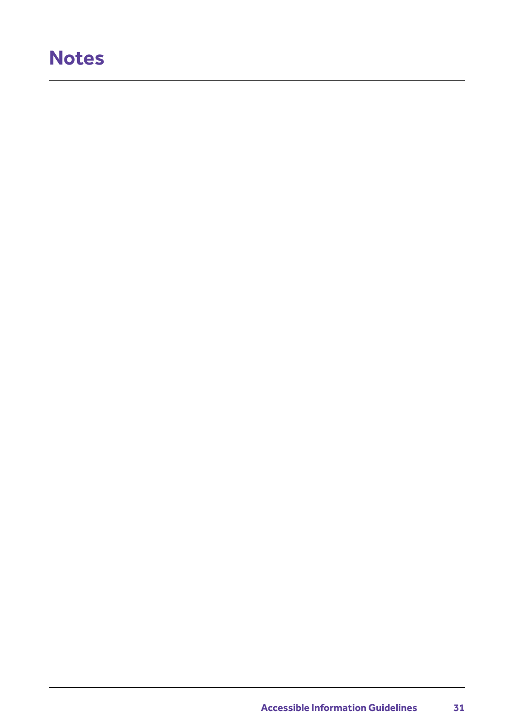# Notes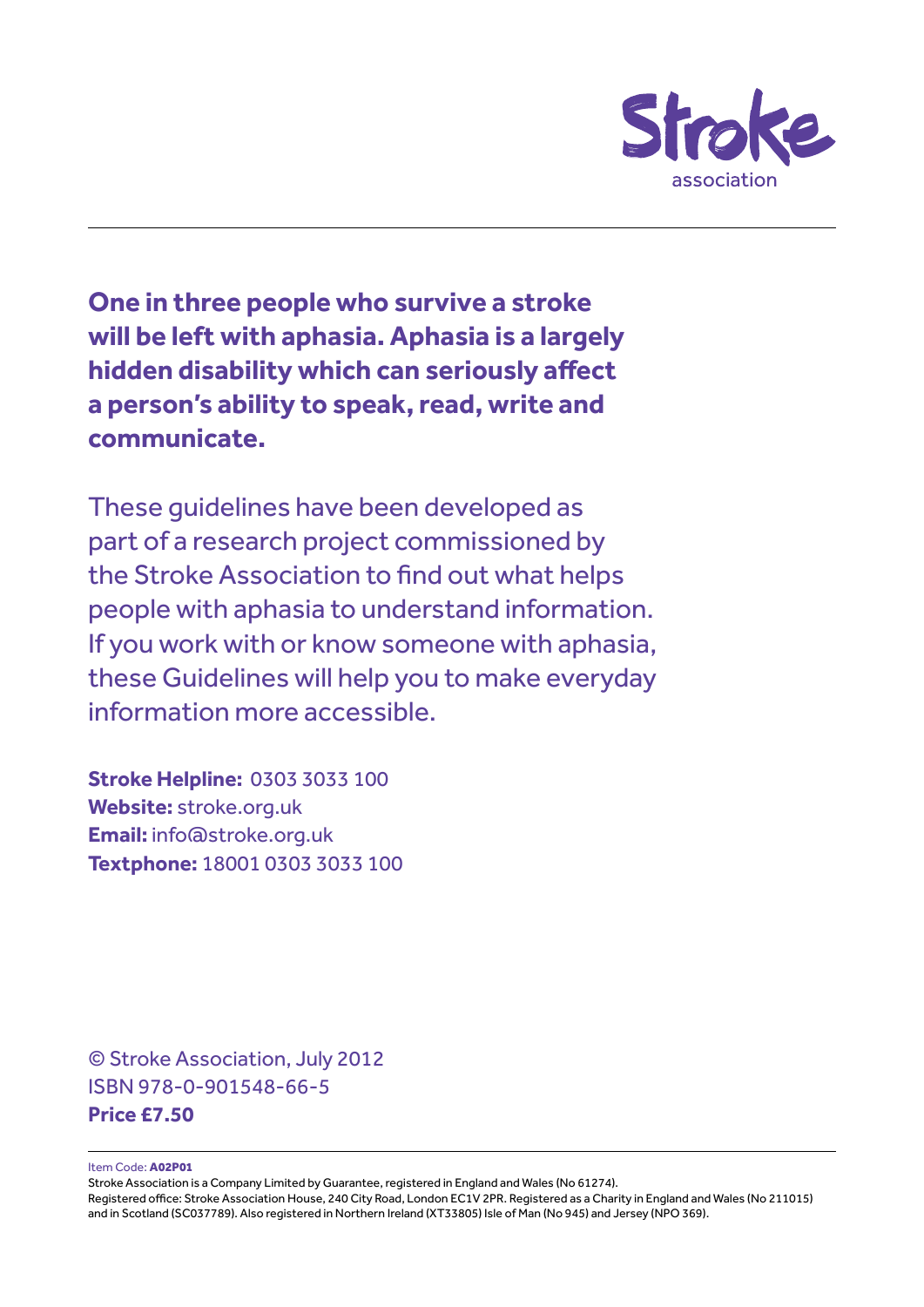Stroke association

**One in three people who survive a stroke will be left with aphasia. Aphasia is a largely hidden disability which can seriously affect a person's ability to speak, read, write and communicate.**

These guidelines have been developed as part of a research project commissioned by the Stroke Association to find out what helps people with aphasia to understand information. If you work with or know someone with aphasia, these Guidelines will help you to make everyday information more accessible.

**Stroke Helpline:** 0303 3033 100
**Website:** stroke.org.uk
**Email:** info@stroke.org.uk
**Textphone:** 18001 0303 3033 100

© Stroke Association, July 2012
ISBN 978-0-901548-66-5
**Price £7.50**

Item Code: **A02P01**
Stroke Association is a Company Limited by Guarantee, registered in England and Wales (No 61274).
Registered office: Stroke Association House, 240 City Road, London EC1V 2PR. Registered as a Charity in England and Wales (No 211015) and in Scotland (SC037789). Also registered in Northern Ireland (XT33805) Isle of Man (No 945) and Jersey (NPO 369).